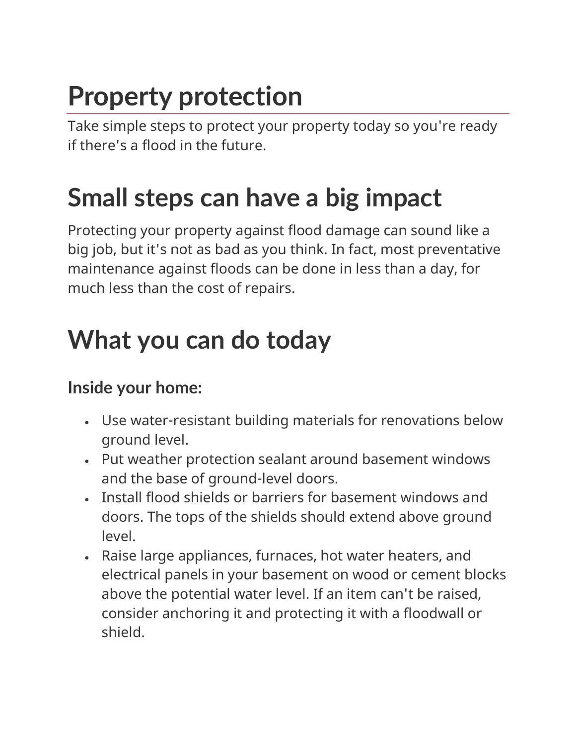# Property protection

Take simple steps to protect your property today so you're ready if there's a flood in the future.

# Small steps can have a big impact

Protecting your property against flood damage can sound like a big job, but it's not as bad as you think. In fact, most preventative maintenance against floods can be done in less than a day, for much less than the cost of repairs.

# What you can do today

### Inside your home:

- Use water-resistant building materials for renovations below ground level.
- Put weather protection sealant around basement windows and the base of ground-level doors.
- Install flood shields or barriers for basement windows and doors. The tops of the shields should extend above ground level.
- Raise large appliances, furnaces, hot water heaters, and electrical panels in your basement on wood or cement blocks above the potential water level. If an item can't be raised, consider anchoring it and protecting it with a floodwall or shield.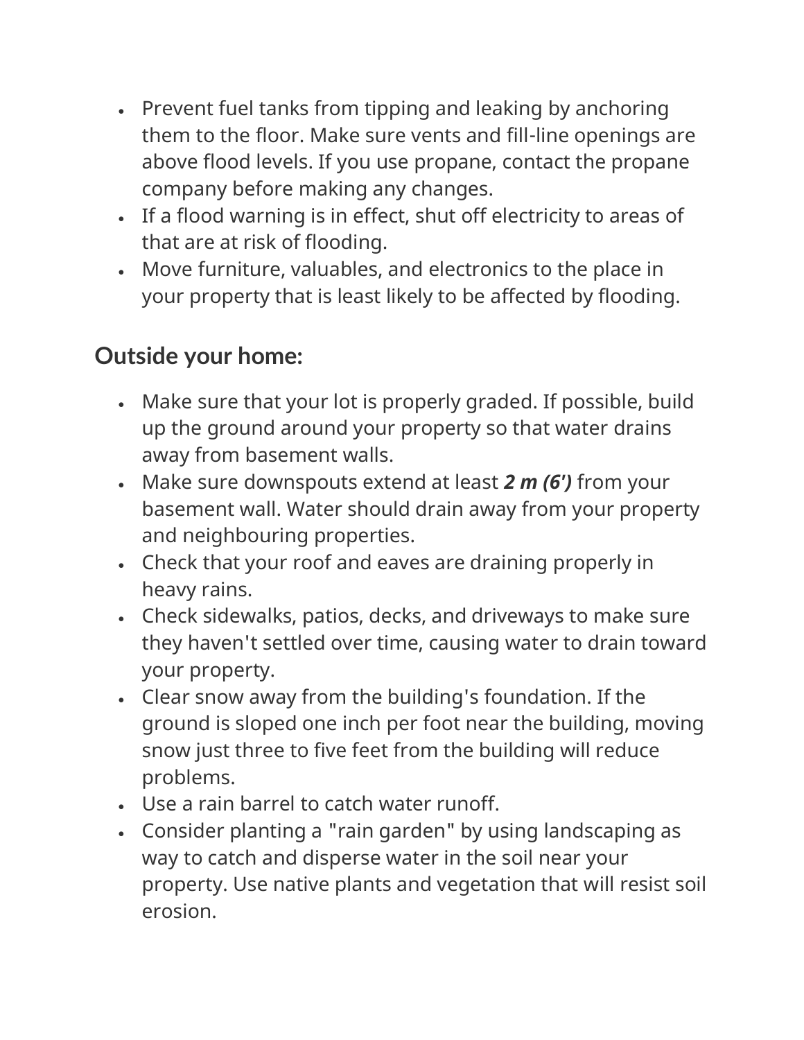- Prevent fuel tanks from tipping and leaking by anchoring them to the floor. Make sure vents and fill-line openings are above flood levels. If you use propane, contact the propane company before making any changes.
- If a flood warning is in effect, shut off electricity to areas of that are at risk of flooding.
- Move furniture, valuables, and electronics to the place in your property that is least likely to be affected by flooding.

## Outside your home:

- Make sure that your lot is properly graded. If possible, build up the ground around your property so that water drains away from basement walls.
- Make sure downspouts extend at least ***2 m (6')*** from your basement wall. Water should drain away from your property and neighbouring properties.
- Check that your roof and eaves are draining properly in heavy rains.
- Check sidewalks, patios, decks, and driveways to make sure they haven't settled over time, causing water to drain toward your property.
- Clear snow away from the building's foundation. If the ground is sloped one inch per foot near the building, moving snow just three to five feet from the building will reduce problems.
- Use a rain barrel to catch water runoff.
- Consider planting a "rain garden" by using landscaping as way to catch and disperse water in the soil near your property. Use native plants and vegetation that will resist soil erosion.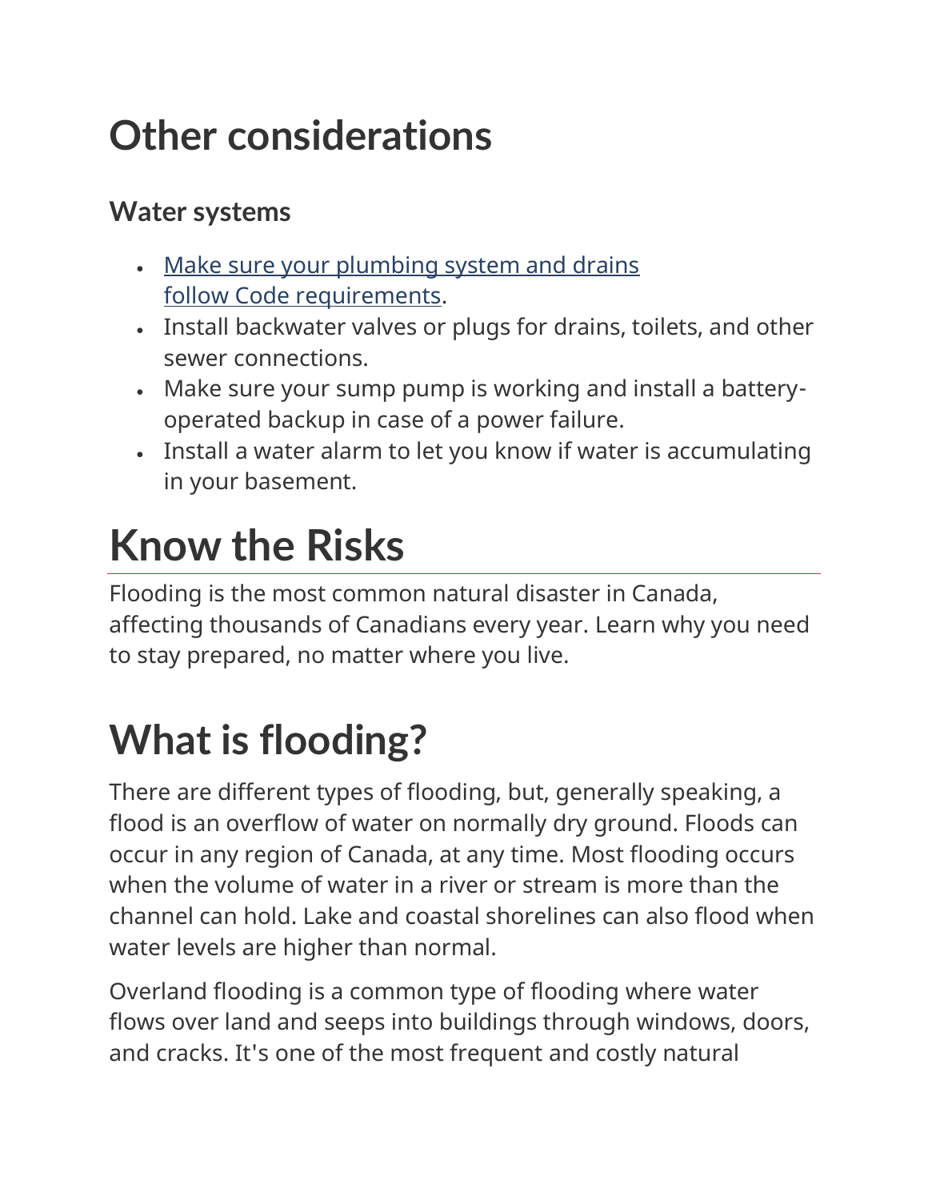# Other considerations

### Water systems

- Make sure your plumbing system and drains follow Code requirements.
- Install backwater valves or plugs for drains, toilets, and other sewer connections.
- Make sure your sump pump is working and install a battery-operated backup in case of a power failure.
- Install a water alarm to let you know if water is accumulating in your basement.

# Know the Risks

Flooding is the most common natural disaster in Canada, affecting thousands of Canadians every year. Learn why you need to stay prepared, no matter where you live.

# What is flooding?

There are different types of flooding, but, generally speaking, a flood is an overflow of water on normally dry ground. Floods can occur in any region of Canada, at any time. Most flooding occurs when the volume of water in a river or stream is more than the channel can hold. Lake and coastal shorelines can also flood when water levels are higher than normal.

Overland flooding is a common type of flooding where water flows over land and seeps into buildings through windows, doors, and cracks. It's one of the most frequent and costly natural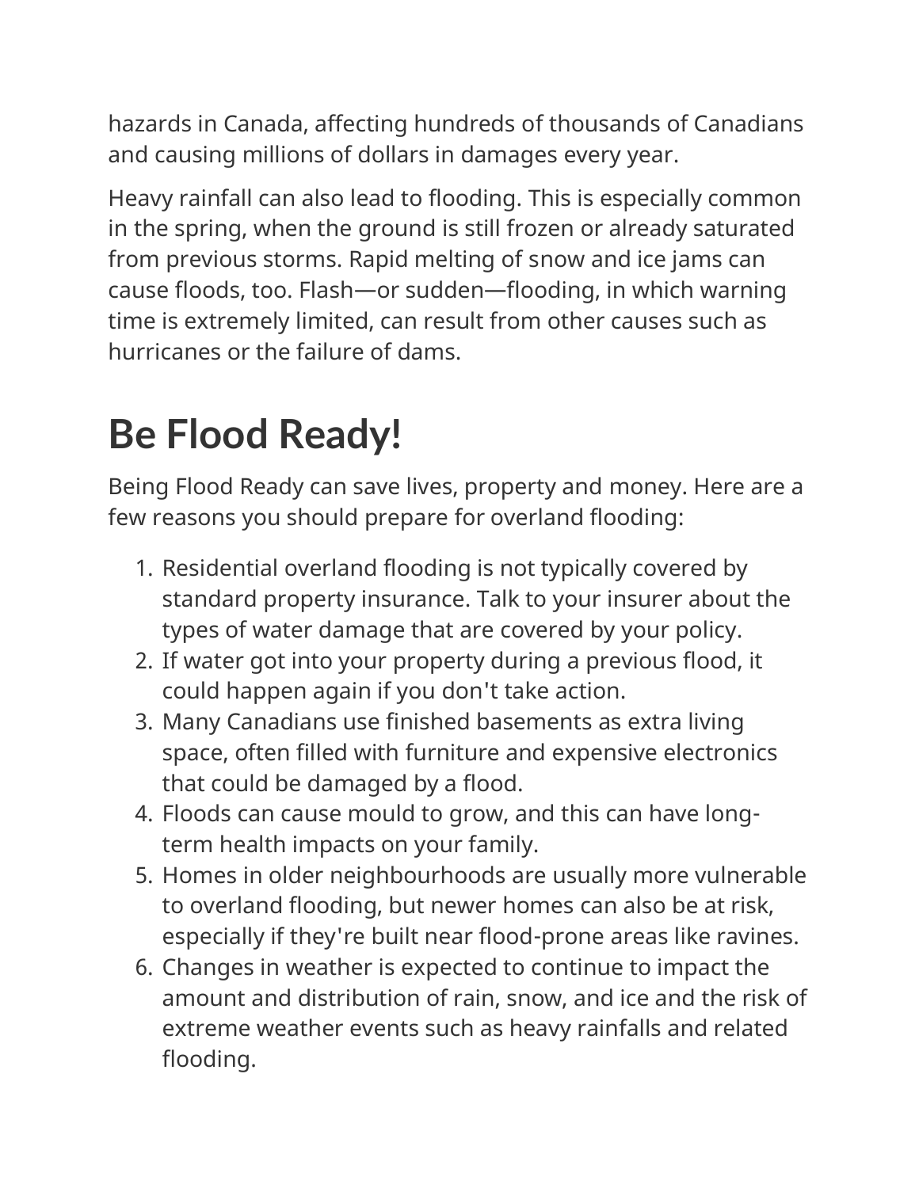hazards in Canada, affecting hundreds of thousands of Canadians and causing millions of dollars in damages every year.

Heavy rainfall can also lead to flooding. This is especially common in the spring, when the ground is still frozen or already saturated from previous storms. Rapid melting of snow and ice jams can cause floods, too. Flash—or sudden—flooding, in which warning time is extremely limited, can result from other causes such as hurricanes or the failure of dams.

# Be Flood Ready!

Being Flood Ready can save lives, property and money. Here are a few reasons you should prepare for overland flooding:

1. Residential overland flooding is not typically covered by standard property insurance. Talk to your insurer about the types of water damage that are covered by your policy.
2. If water got into your property during a previous flood, it could happen again if you don't take action.
3. Many Canadians use finished basements as extra living space, often filled with furniture and expensive electronics that could be damaged by a flood.
4. Floods can cause mould to grow, and this can have long-term health impacts on your family.
5. Homes in older neighbourhoods are usually more vulnerable to overland flooding, but newer homes can also be at risk, especially if they're built near flood-prone areas like ravines.
6. Changes in weather is expected to continue to impact the amount and distribution of rain, snow, and ice and the risk of extreme weather events such as heavy rainfalls and related flooding.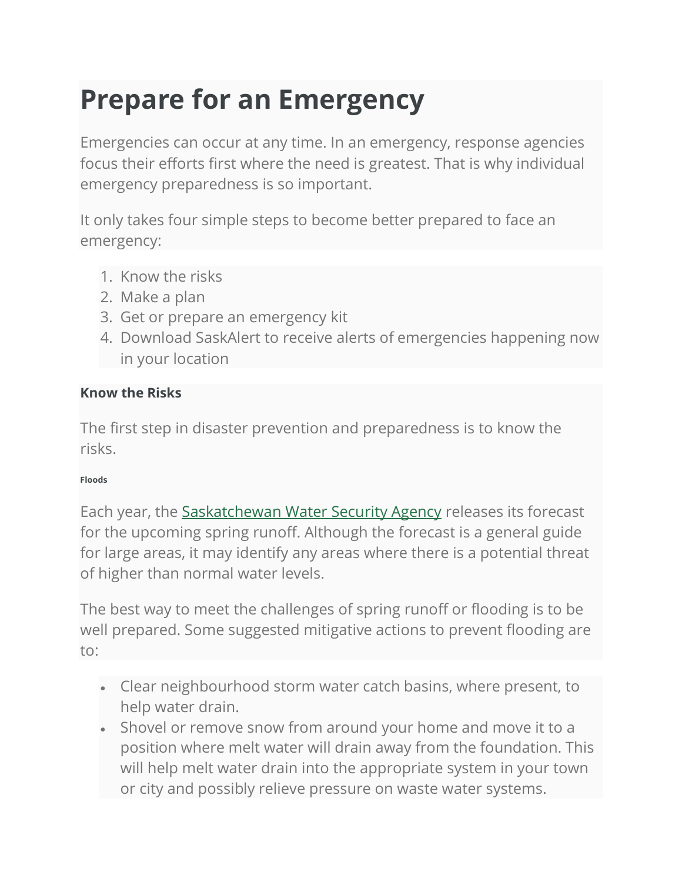# Prepare for an Emergency

Emergencies can occur at any time. In an emergency, response agencies focus their efforts first where the need is greatest. That is why individual emergency preparedness is so important.

It only takes four simple steps to become better prepared to face an emergency:

1. Know the risks
2. Make a plan
3. Get or prepare an emergency kit
4. Download SaskAlert to receive alerts of emergencies happening now in your location

**Know the Risks**

The first step in disaster prevention and preparedness is to know the risks.

###### Floods

Each year, the [Saskatchewan Water Security Agency]() releases its forecast for the upcoming spring runoff. Although the forecast is a general guide for large areas, it may identify any areas where there is a potential threat of higher than normal water levels.

The best way to meet the challenges of spring runoff or flooding is to be well prepared. Some suggested mitigative actions to prevent flooding are to:

- Clear neighbourhood storm water catch basins, where present, to help water drain.
- Shovel or remove snow from around your home and move it to a position where melt water will drain away from the foundation. This will help melt water drain into the appropriate system in your town or city and possibly relieve pressure on waste water systems.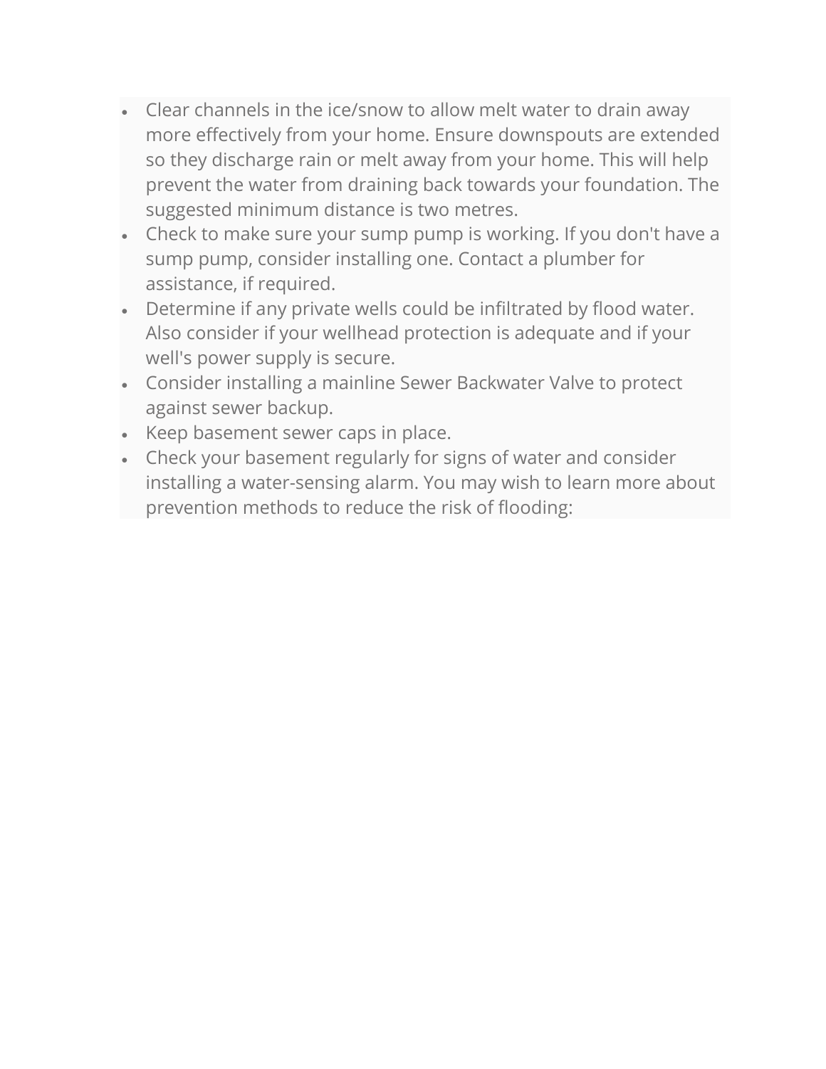- Clear channels in the ice/snow to allow melt water to drain away more effectively from your home. Ensure downspouts are extended so they discharge rain or melt away from your home. This will help prevent the water from draining back towards your foundation. The suggested minimum distance is two metres.
- Check to make sure your sump pump is working. If you don't have a sump pump, consider installing one. Contact a plumber for assistance, if required.
- Determine if any private wells could be infiltrated by flood water. Also consider if your wellhead protection is adequate and if your well's power supply is secure.
- Consider installing a mainline Sewer Backwater Valve to protect against sewer backup.
- Keep basement sewer caps in place.
- Check your basement regularly for signs of water and consider installing a water-sensing alarm. You may wish to learn more about prevention methods to reduce the risk of flooding: